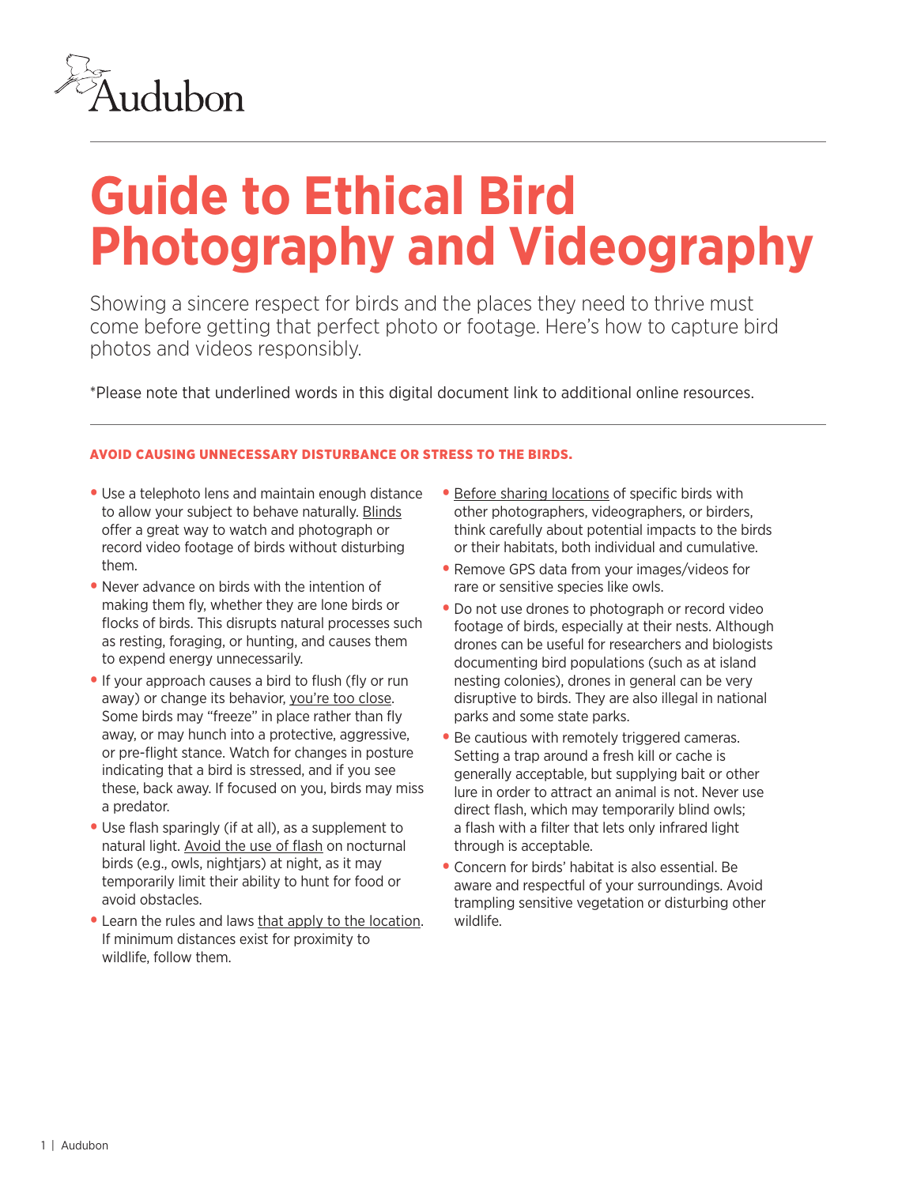Audubon

# Guide to Ethical Bird Photography and Videography

Showing a sincere respect for birds and the places they need to thrive must come before getting that perfect photo or footage. Here's how to capture bird photos and videos responsibly.

*Please note that underlined words in this digital document link to additional online resources.

## AVOID CAUSING UNNECESSARY DISTURBANCE OR STRESS TO THE BIRDS.

- Use a telephoto lens and maintain enough distance to allow your subject to behave naturally. Blinds offer a great way to watch and photograph or record video footage of birds without disturbing them.
- Never advance on birds with the intention of making them fly, whether they are lone birds or flocks of birds. This disrupts natural processes such as resting, foraging, or hunting, and causes them to expend energy unnecessarily.
- If your approach causes a bird to flush (fly or run away) or change its behavior, you're too close. Some birds may "freeze" in place rather than fly away, or may hunch into a protective, aggressive, or pre-flight stance. Watch for changes in posture indicating that a bird is stressed, and if you see these, back away. If focused on you, birds may miss a predator.
- Use flash sparingly (if at all), as a supplement to natural light. Avoid the use of flash on nocturnal birds (e.g., owls, nightjars) at night, as it may temporarily limit their ability to hunt for food or avoid obstacles.
- Learn the rules and laws that apply to the location. If minimum distances exist for proximity to wildlife, follow them.
- Before sharing locations of specific birds with other photographers, videographers, or birders, think carefully about potential impacts to the birds or their habitats, both individual and cumulative.
- Remove GPS data from your images/videos for rare or sensitive species like owls.
- Do not use drones to photograph or record video footage of birds, especially at their nests. Although drones can be useful for researchers and biologists documenting bird populations (such as at island nesting colonies), drones in general can be very disruptive to birds. They are also illegal in national parks and some state parks.
- Be cautious with remotely triggered cameras. Setting a trap around a fresh kill or cache is generally acceptable, but supplying bait or other lure in order to attract an animal is not. Never use direct flash, which may temporarily blind owls; a flash with a filter that lets only infrared light through is acceptable.
- Concern for birds' habitat is also essential. Be aware and respectful of your surroundings. Avoid trampling sensitive vegetation or disturbing other wildlife.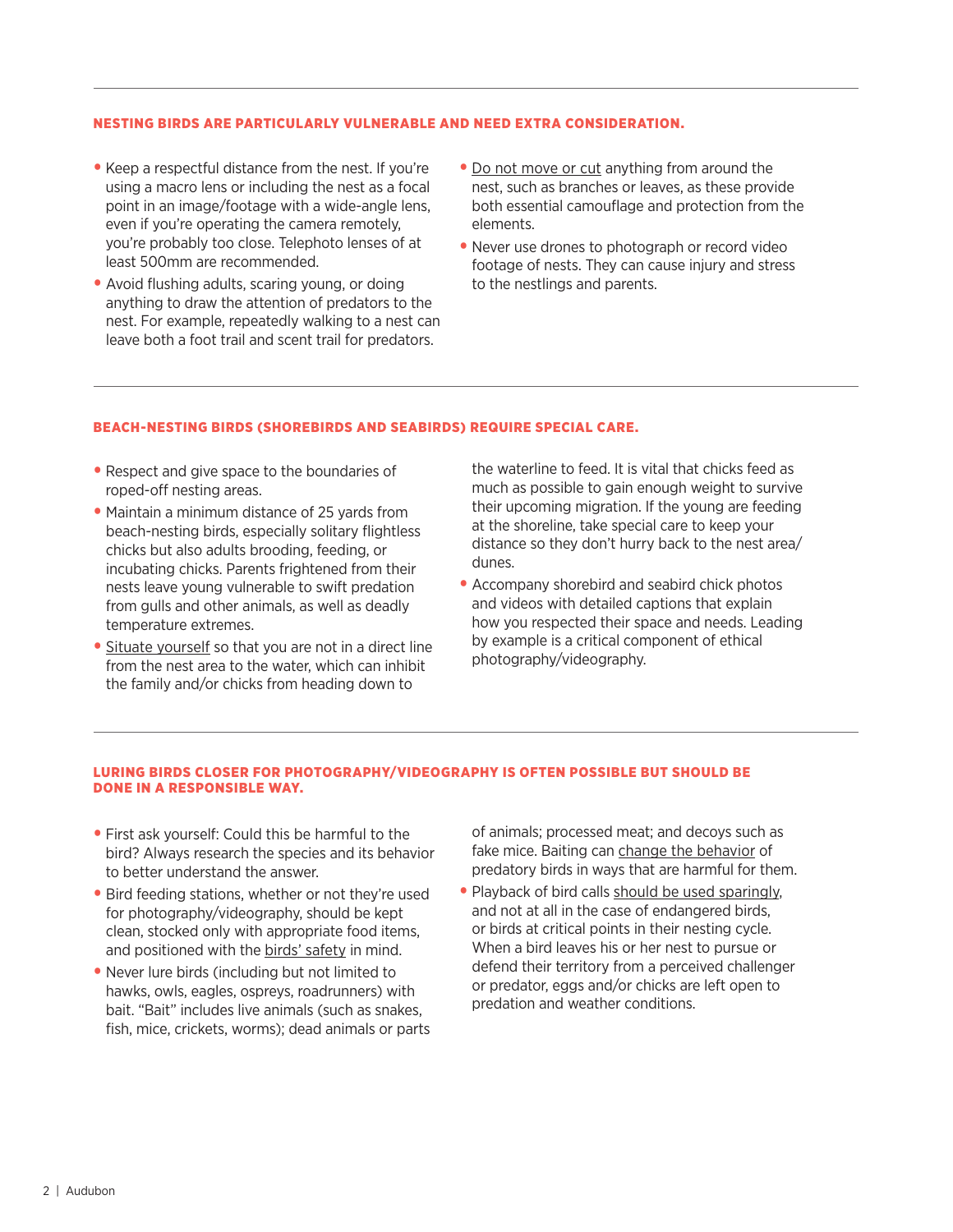## NESTING BIRDS ARE PARTICULARLY VULNERABLE AND NEED EXTRA CONSIDERATION.

- Keep a respectful distance from the nest. If you're using a macro lens or including the nest as a focal point in an image/footage with a wide-angle lens, even if you're operating the camera remotely, you're probably too close. Telephoto lenses of at least 500mm are recommended.
- Avoid flushing adults, scaring young, or doing anything to draw the attention of predators to the nest. For example, repeatedly walking to a nest can leave both a foot trail and scent trail for predators.
- Do not move or cut anything from around the nest, such as branches or leaves, as these provide both essential camouflage and protection from the elements.
- Never use drones to photograph or record video footage of nests. They can cause injury and stress to the nestlings and parents.

## BEACH-NESTING BIRDS (SHOREBIRDS AND SEABIRDS) REQUIRE SPECIAL CARE.

- Respect and give space to the boundaries of roped-off nesting areas.
- Maintain a minimum distance of 25 yards from beach-nesting birds, especially solitary flightless chicks but also adults brooding, feeding, or incubating chicks. Parents frightened from their nests leave young vulnerable to swift predation from gulls and other animals, as well as deadly temperature extremes.
- Situate yourself so that you are not in a direct line from the nest area to the water, which can inhibit the family and/or chicks from heading down to the waterline to feed. It is vital that chicks feed as much as possible to gain enough weight to survive their upcoming migration. If the young are feeding at the shoreline, take special care to keep your distance so they don't hurry back to the nest area/dunes.
- Accompany shorebird and seabird chick photos and videos with detailed captions that explain how you respected their space and needs. Leading by example is a critical component of ethical photography/videography.

## LURING BIRDS CLOSER FOR PHOTOGRAPHY/VIDEOGRAPHY IS OFTEN POSSIBLE BUT SHOULD BE DONE IN A RESPONSIBLE WAY.

- First ask yourself: Could this be harmful to the bird? Always research the species and its behavior to better understand the answer.
- Bird feeding stations, whether or not they're used for photography/videography, should be kept clean, stocked only with appropriate food items, and positioned with the birds' safety in mind.
- Never lure birds (including but not limited to hawks, owls, eagles, ospreys, roadrunners) with bait. "Bait" includes live animals (such as snakes, fish, mice, crickets, worms); dead animals or parts of animals; processed meat; and decoys such as fake mice. Baiting can change the behavior of predatory birds in ways that are harmful for them.
- Playback of bird calls should be used sparingly, and not at all in the case of endangered birds, or birds at critical points in their nesting cycle. When a bird leaves his or her nest to pursue or defend their territory from a perceived challenger or predator, eggs and/or chicks are left open to predation and weather conditions.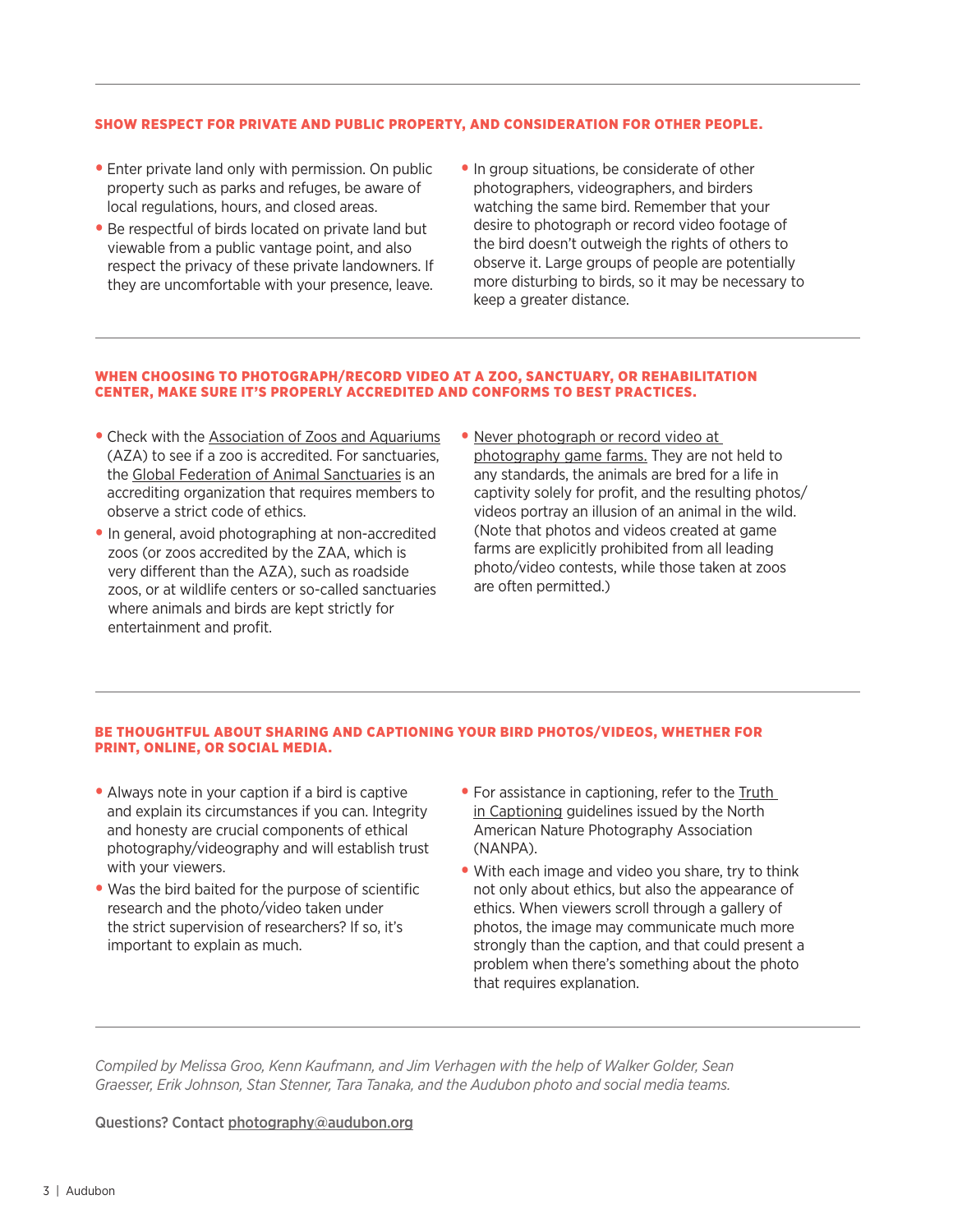## SHOW RESPECT FOR PRIVATE AND PUBLIC PROPERTY, AND CONSIDERATION FOR OTHER PEOPLE.

- Enter private land only with permission. On public property such as parks and refuges, be aware of local regulations, hours, and closed areas.
- Be respectful of birds located on private land but viewable from a public vantage point, and also respect the privacy of these private landowners. If they are uncomfortable with your presence, leave.
- In group situations, be considerate of other photographers, videographers, and birders watching the same bird. Remember that your desire to photograph or record video footage of the bird doesn't outweigh the rights of others to observe it. Large groups of people are potentially more disturbing to birds, so it may be necessary to keep a greater distance.

## WHEN CHOOSING TO PHOTOGRAPH/RECORD VIDEO AT A ZOO, SANCTUARY, OR REHABILITATION CENTER, MAKE SURE IT'S PROPERLY ACCREDITED AND CONFORMS TO BEST PRACTICES.

- Check with the Association of Zoos and Aquariums (AZA) to see if a zoo is accredited. For sanctuaries, the Global Federation of Animal Sanctuaries is an accrediting organization that requires members to observe a strict code of ethics.
- In general, avoid photographing at non-accredited zoos (or zoos accredited by the ZAA, which is very different than the AZA), such as roadside zoos, or at wildlife centers or so-called sanctuaries where animals and birds are kept strictly for entertainment and profit.
- Never photograph or record video at photography game farms. They are not held to any standards, the animals are bred for a life in captivity solely for profit, and the resulting photos/videos portray an illusion of an animal in the wild. (Note that photos and videos created at game farms are explicitly prohibited from all leading photo/video contests, while those taken at zoos are often permitted.)

## BE THOUGHTFUL ABOUT SHARING AND CAPTIONING YOUR BIRD PHOTOS/VIDEOS, WHETHER FOR PRINT, ONLINE, OR SOCIAL MEDIA.

- Always note in your caption if a bird is captive and explain its circumstances if you can. Integrity and honesty are crucial components of ethical photography/videography and will establish trust with your viewers.
- Was the bird baited for the purpose of scientific research and the photo/video taken under the strict supervision of researchers? If so, it's important to explain as much.
- For assistance in captioning, refer to the Truth in Captioning guidelines issued by the North American Nature Photography Association (NANPA).
- With each image and video you share, try to think not only about ethics, but also the appearance of ethics. When viewers scroll through a gallery of photos, the image may communicate much more strongly than the caption, and that could present a problem when there's something about the photo that requires explanation.

*Compiled by Melissa Groo, Kenn Kaufmann, and Jim Verhagen with the help of Walker Golder, Sean Graesser, Erik Johnson, Stan Stenner, Tara Tanaka, and the Audubon photo and social media teams.*

**Questions? Contact photography@audubon.org**